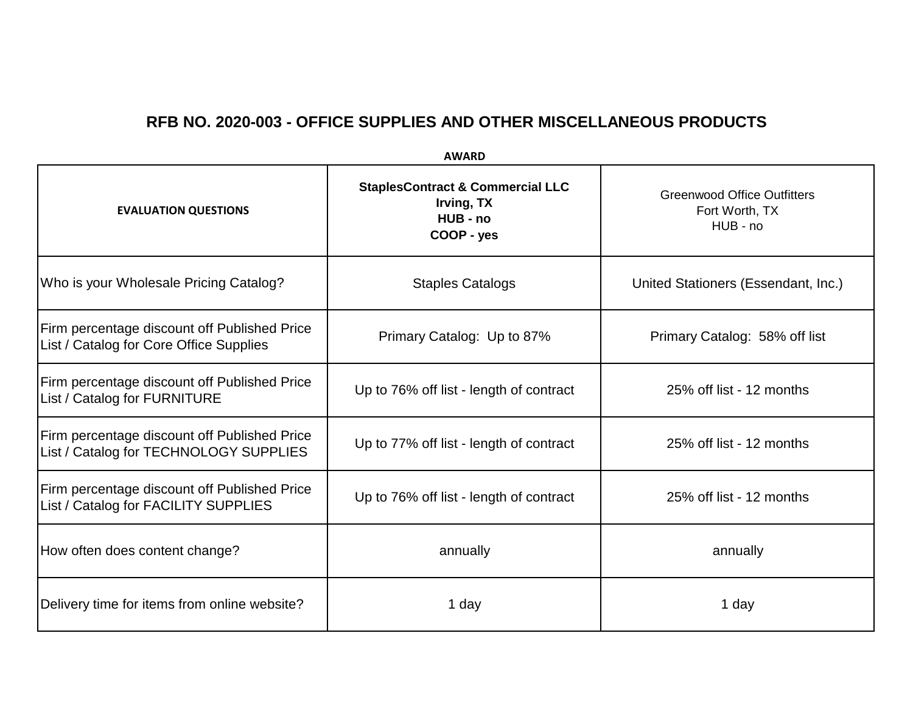# RFB NO. 2020-003 - OFFICE SUPPLIES AND OTHER MISCELLANEOUS PRODUCTS

**AWARD**

| **EVALUATION QUESTIONS** | **StaplesContract & Commercial LLC**<br>**Irving, TX**<br>**HUB - no**<br>**COOP - yes** | Greenwood Office Outfitters<br>Fort Worth, TX<br>HUB - no |
|---|---|---|
| Who is your Wholesale Pricing Catalog? | Staples Catalogs | United Stationers (Essendant, Inc.) |
| Firm percentage discount off Published Price List / Catalog for Core Office Supplies | Primary Catalog: Up to 87% | Primary Catalog: 58% off list |
| Firm percentage discount off Published Price List / Catalog for FURNITURE | Up to 76% off list - length of contract | 25% off list - 12 months |
| Firm percentage discount off Published Price List / Catalog for TECHNOLOGY SUPPLIES | Up to 77% off list - length of contract | 25% off list - 12 months |
| Firm percentage discount off Published Price List / Catalog for FACILITY SUPPLIES | Up to 76% off list - length of contract | 25% off list - 12 months |
| How often does content change? | annually | annually |
| Delivery time for items from online website? | 1 day | 1 day |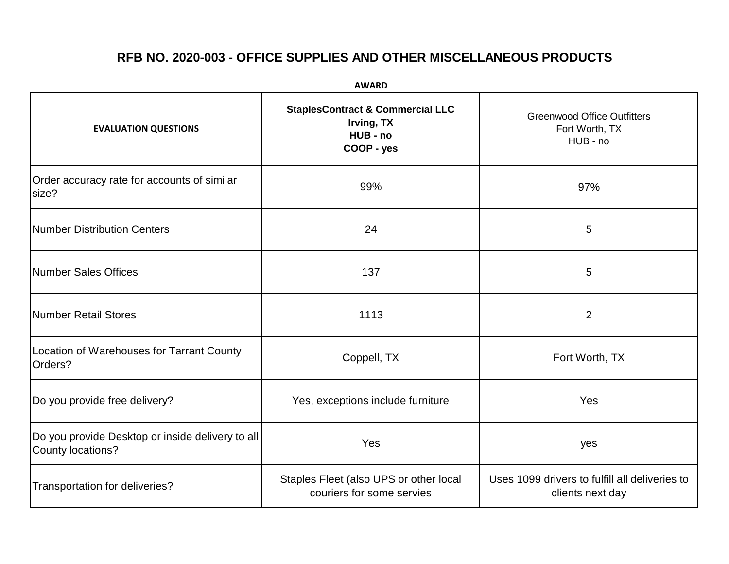# RFB NO. 2020-003 - OFFICE SUPPLIES AND OTHER MISCELLANEOUS PRODUCTS

**AWARD**

| **EVALUATION QUESTIONS** | **StaplesContract & Commercial LLC**<br>**Irving, TX**<br>**HUB - no**<br>**COOP - yes** | Greenwood Office Outfitters<br>Fort Worth, TX<br>HUB - no |
|---|---|---|
| Order accuracy rate for accounts of similar size? | 99% | 97% |
| Number Distribution Centers | 24 | 5 |
| Number Sales Offices | 137 | 5 |
| Number Retail Stores | 1113 | 2 |
| Location of Warehouses for Tarrant County Orders? | Coppell, TX | Fort Worth, TX |
| Do you provide free delivery? | Yes, exceptions include furniture | Yes |
| Do you provide Desktop or inside delivery to all County locations? | Yes | yes |
| Transportation for deliveries? | Staples Fleet (also UPS or other local couriers for some servies | Uses 1099 drivers to fulfill all deliveries to clients next day |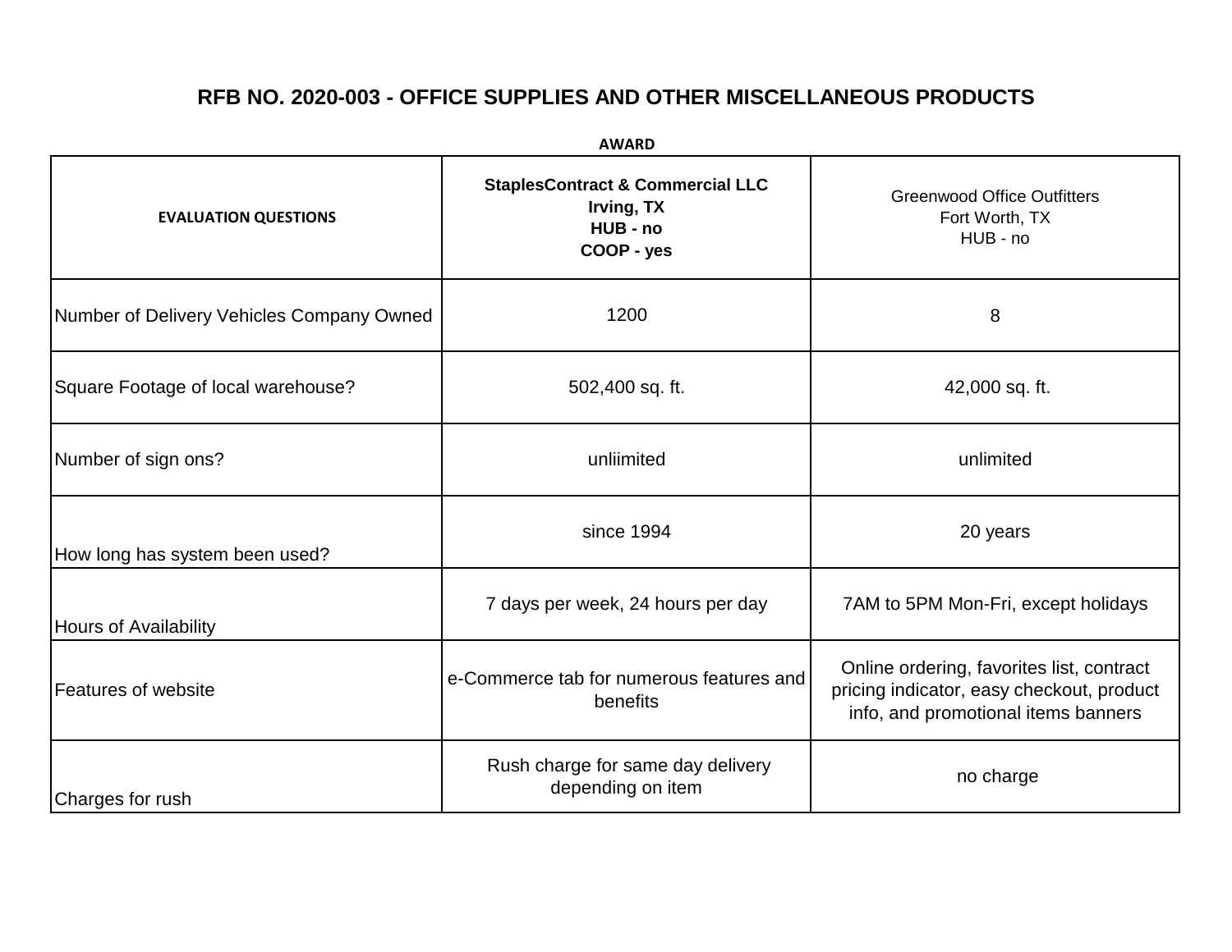# RFB NO. 2020-003 - OFFICE SUPPLIES AND OTHER MISCELLANEOUS PRODUCTS

**AWARD**

| EVALUATION QUESTIONS | **StaplesContract & Commercial LLC Irving, TX HUB - no COOP - yes** | Greenwood Office Outfitters Fort Worth, TX HUB - no |
|---|---|---|
| Number of Delivery Vehicles Company Owned | 1200 | 8 |
| Square Footage of local warehouse? | 502,400 sq. ft. | 42,000 sq. ft. |
| Number of sign ons? | unliimited | unlimited |
| How long has system been used? | since 1994 | 20 years |
| Hours of Availability | 7 days per week, 24 hours per day | 7AM to 5PM Mon-Fri, except holidays |
| Features of website | e-Commerce tab for numerous features and benefits | Online ordering, favorites list, contract pricing indicator, easy checkout, product info, and promotional items banners |
| Charges for rush | Rush charge for same day delivery depending on item | no charge |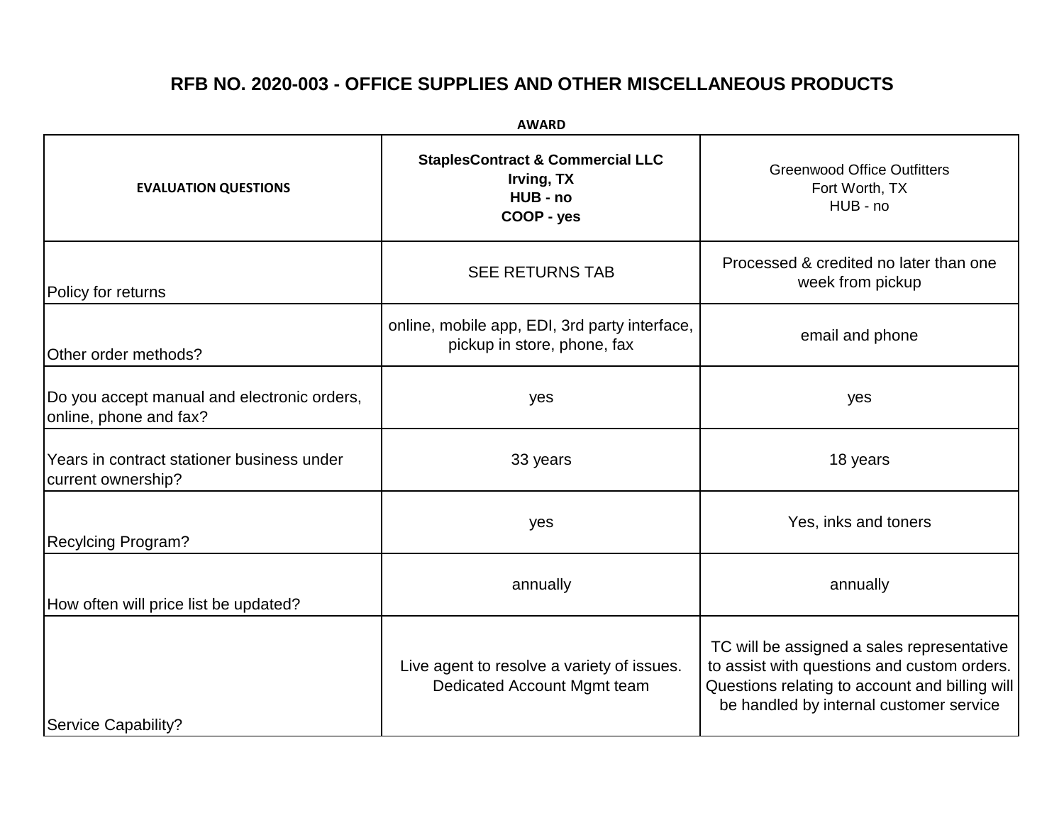# RFB NO. 2020-003 - OFFICE SUPPLIES AND OTHER MISCELLANEOUS PRODUCTS

**AWARD**

| **EVALUATION QUESTIONS** | **StaplesContract & Commercial LLC**<br>**Irving, TX**<br>**HUB - no**<br>**COOP - yes** | Greenwood Office Outfitters<br>Fort Worth, TX<br>HUB - no |
|---|---|---|
| Policy for returns | SEE RETURNS TAB | Processed & credited no later than one week from pickup |
| Other order methods? | online, mobile app, EDI, 3rd party interface, pickup in store, phone, fax | email and phone |
| Do you accept manual and electronic orders, online, phone and fax? | yes | yes |
| Years in contract stationer business under current ownership? | 33 years | 18 years |
| Recylcing Program? | yes | Yes, inks and toners |
| How often will price list be updated? | annually | annually |
| Service Capability? | Live agent to resolve a variety of issues. Dedicated Account Mgmt team | TC will be assigned a sales representative to assist with questions and custom orders. Questions relating to account and billing will be handled by internal customer service |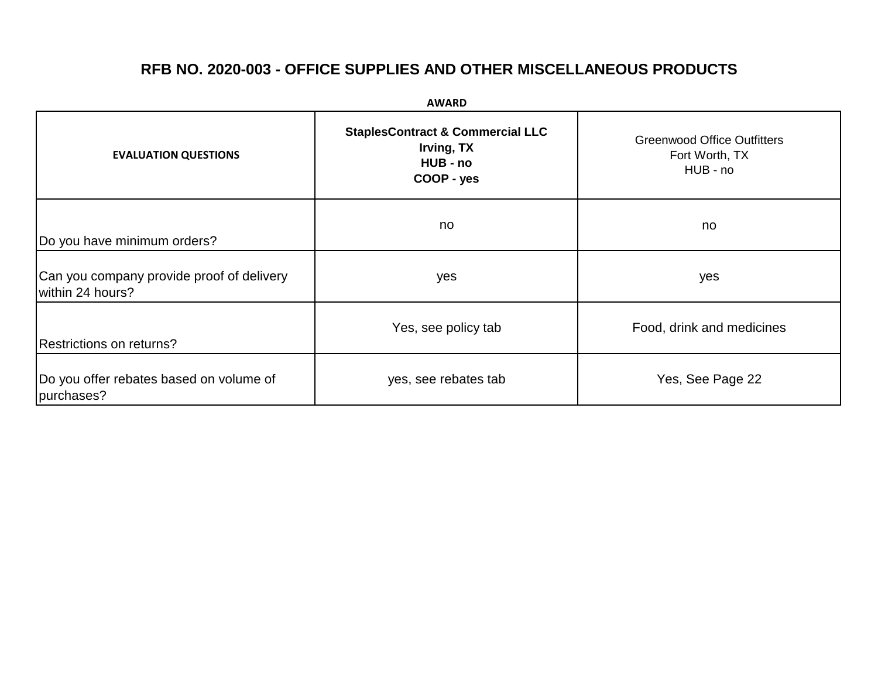# RFB NO. 2020-003 - OFFICE SUPPLIES AND OTHER MISCELLANEOUS PRODUCTS

**AWARD**

| **EVALUATION QUESTIONS** | **StaplesContract & Commercial LLC**<br>**Irving, TX**<br>**HUB - no**<br>**COOP - yes** | Greenwood Office Outfitters<br>Fort Worth, TX<br>HUB - no |
|---|---|---|
| Do you have minimum orders? | no | no |
| Can you company provide proof of delivery within 24 hours? | yes | yes |
| Restrictions on returns? | Yes, see policy tab | Food, drink and medicines |
| Do you offer rebates based on volume of purchases? | yes, see rebates tab | Yes, See Page 22 |